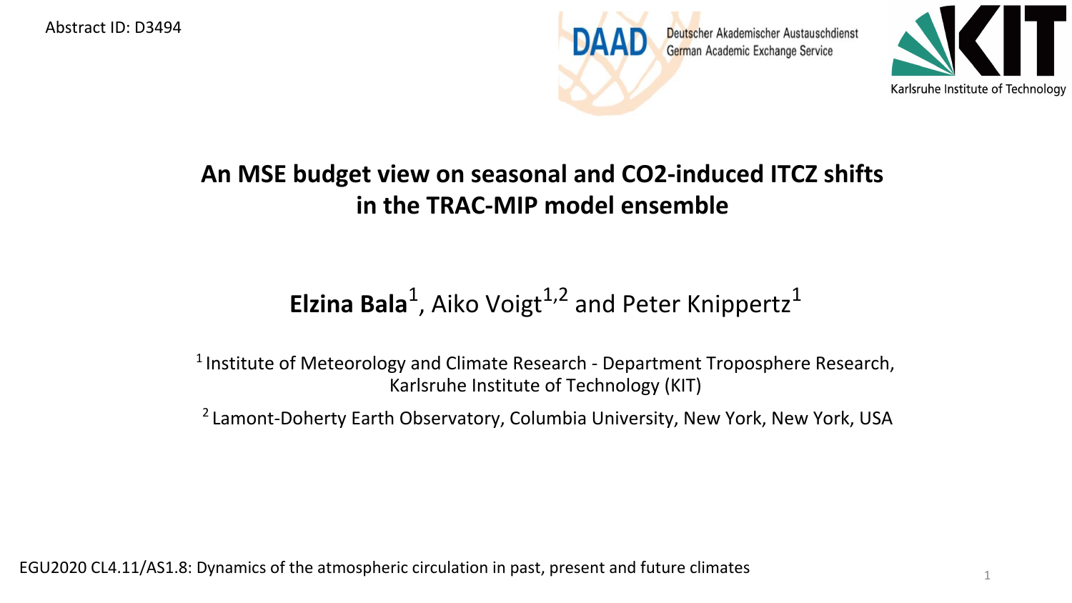Abstract ID: D3494

Deutscher Akademischer Austauschdienst
German Academic Exchange Service

Karlsruhe Institute of Technology

# An MSE budget view on seasonal and CO2-induced ITCZ shifts in the TRAC-MIP model ensemble

**Elzina Bala**[1], Aiko Voigt[1,2] and Peter Knippertz[1]

[1] Institute of Meteorology and Climate Research - Department Troposphere Research, Karlsruhe Institute of Technology (KIT)

[2] Lamont-Doherty Earth Observatory, Columbia University, New York, New York, USA

EGU2020 CL4.11/AS1.8: Dynamics of the atmospheric circulation in past, present and future climates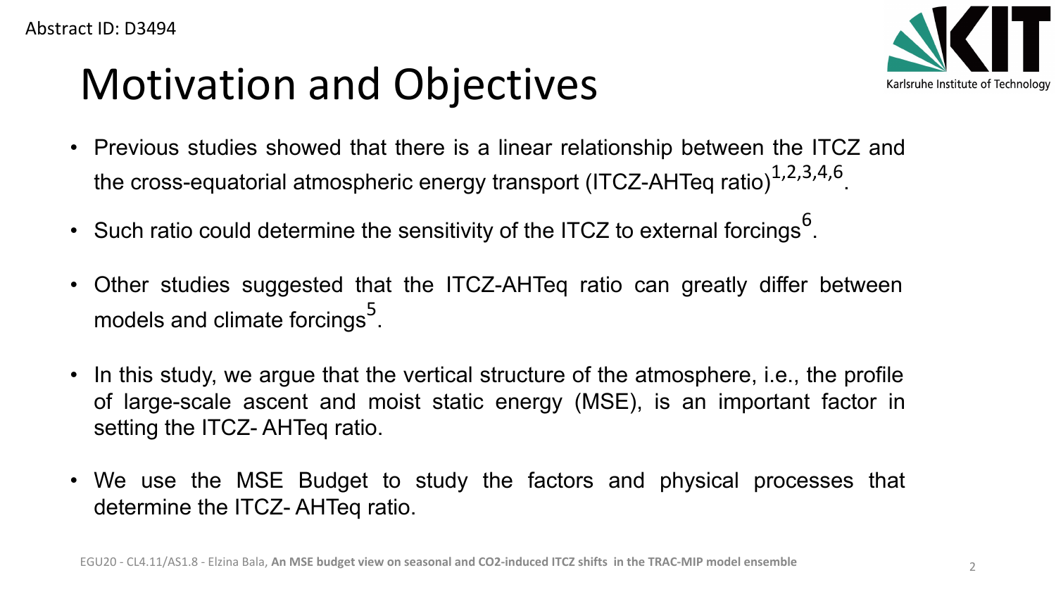Abstract ID: D3494

# Motivation and Objectives

- Previous studies showed that there is a linear relationship between the ITCZ and the cross-equatorial atmospheric energy transport (ITCZ-AHTeq ratio)[1,2,3,4,6].
- Such ratio could determine the sensitivity of the ITCZ to external forcings[6].
- Other studies suggested that the ITCZ-AHTeq ratio can greatly differ between models and climate forcings[5].
- In this study, we argue that the vertical structure of the atmosphere, i.e., the profile of large-scale ascent and moist static energy (MSE), is an important factor in setting the ITCZ- AHTeq ratio.
- We use the MSE Budget to study the factors and physical processes that determine the ITCZ- AHTeq ratio.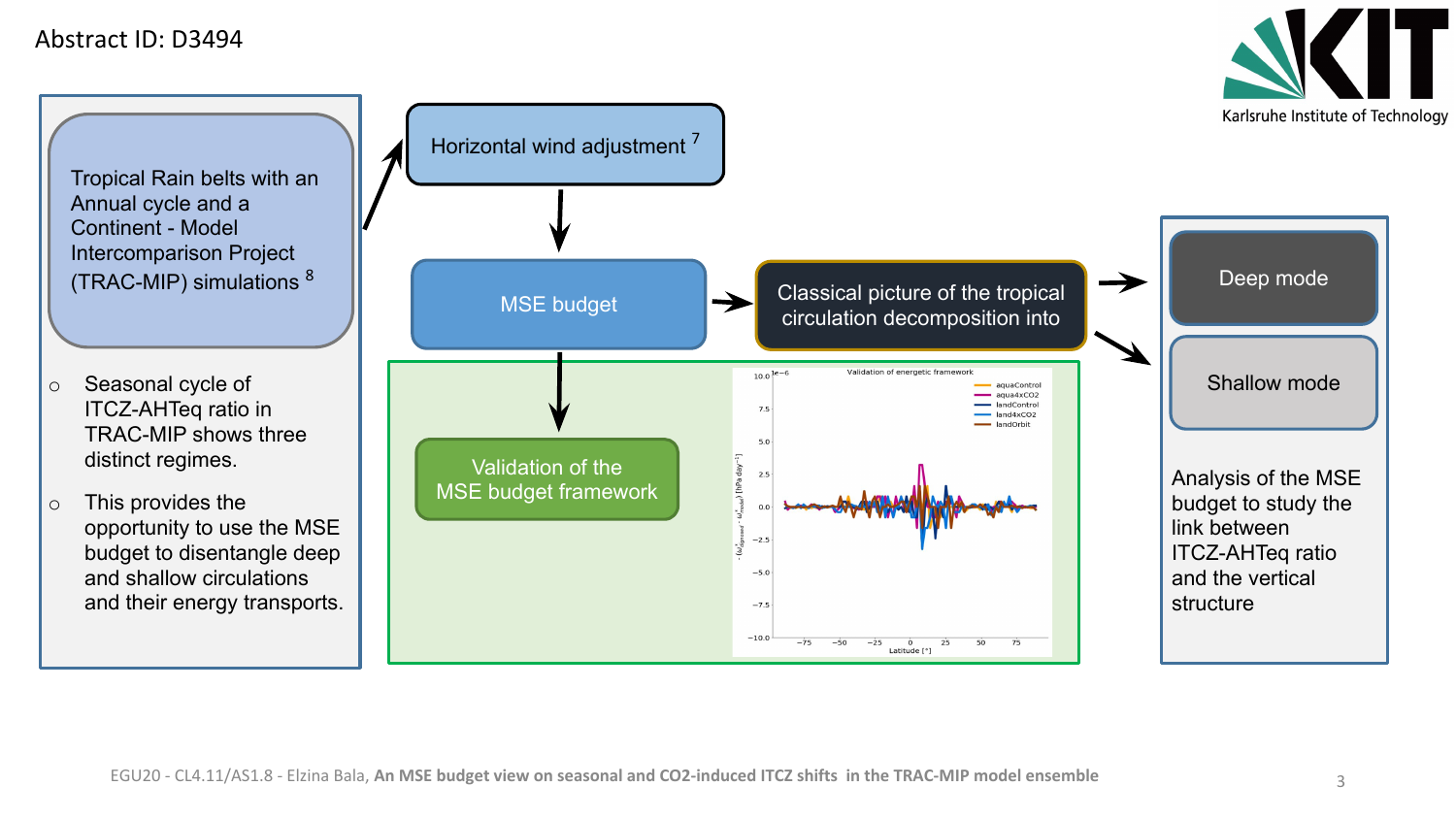Abstract ID: D3494

Tropical Rain belts with an Annual cycle and a Continent - Model Intercomparison Project (TRAC-MIP) simulations [8]

- Seasonal cycle of ITCZ-AHTeq ratio in TRAC-MIP shows three distinct regimes.
- This provides the opportunity to use the MSE budget to disentangle deep and shallow circulations and their energy transports.

Horizontal wind adjustment [7]

MSE budget

Validation of the MSE budget framework

Classical picture of the tropical circulation decomposition into

Deep mode

Shallow mode

Analysis of the MSE budget to study the link between ITCZ-AHTeq ratio and the vertical structure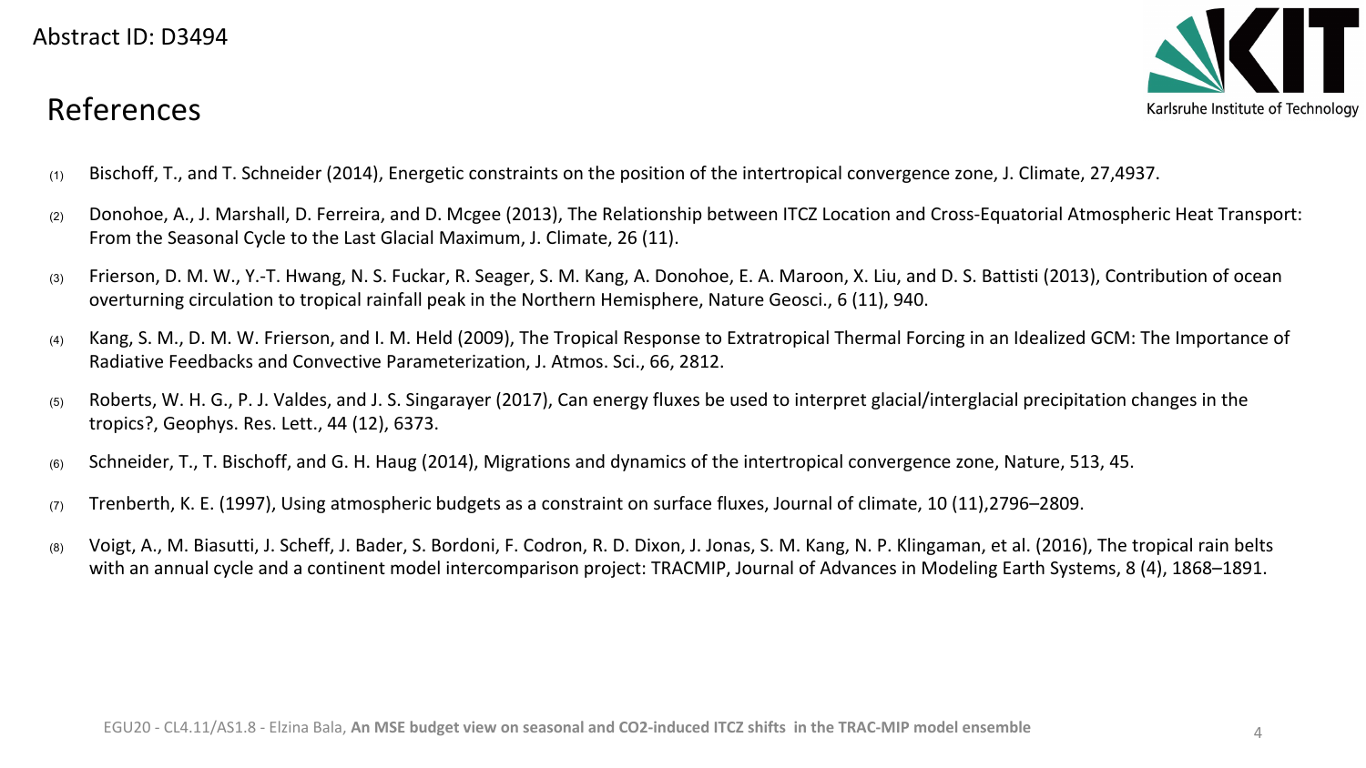Abstract ID: D3494

# References

(1) Bischoff, T., and T. Schneider (2014), Energetic constraints on the position of the intertropical convergence zone, J. Climate, 27,4937.

(2) Donohoe, A., J. Marshall, D. Ferreira, and D. Mcgee (2013), The Relationship between ITCZ Location and Cross-Equatorial Atmospheric Heat Transport: From the Seasonal Cycle to the Last Glacial Maximum, J. Climate, 26 (11).

(3) Frierson, D. M. W., Y.-T. Hwang, N. S. Fuckar, R. Seager, S. M. Kang, A. Donohoe, E. A. Maroon, X. Liu, and D. S. Battisti (2013), Contribution of ocean overturning circulation to tropical rainfall peak in the Northern Hemisphere, Nature Geosci., 6 (11), 940.

(4) Kang, S. M., D. M. W. Frierson, and I. M. Held (2009), The Tropical Response to Extratropical Thermal Forcing in an Idealized GCM: The Importance of Radiative Feedbacks and Convective Parameterization, J. Atmos. Sci., 66, 2812.

(5) Roberts, W. H. G., P. J. Valdes, and J. S. Singarayer (2017), Can energy fluxes be used to interpret glacial/interglacial precipitation changes in the tropics?, Geophys. Res. Lett., 44 (12), 6373.

(6) Schneider, T., T. Bischoff, and G. H. Haug (2014), Migrations and dynamics of the intertropical convergence zone, Nature, 513, 45.

(7) Trenberth, K. E. (1997), Using atmospheric budgets as a constraint on surface fluxes, Journal of climate, 10 (11),2796–2809.

(8) Voigt, A., M. Biasutti, J. Scheff, J. Bader, S. Bordoni, F. Codron, R. D. Dixon, J. Jonas, S. M. Kang, N. P. Klingaman, et al. (2016), The tropical rain belts with an annual cycle and a continent model intercomparison project: TRACMIP, Journal of Advances in Modeling Earth Systems, 8 (4), 1868–1891.